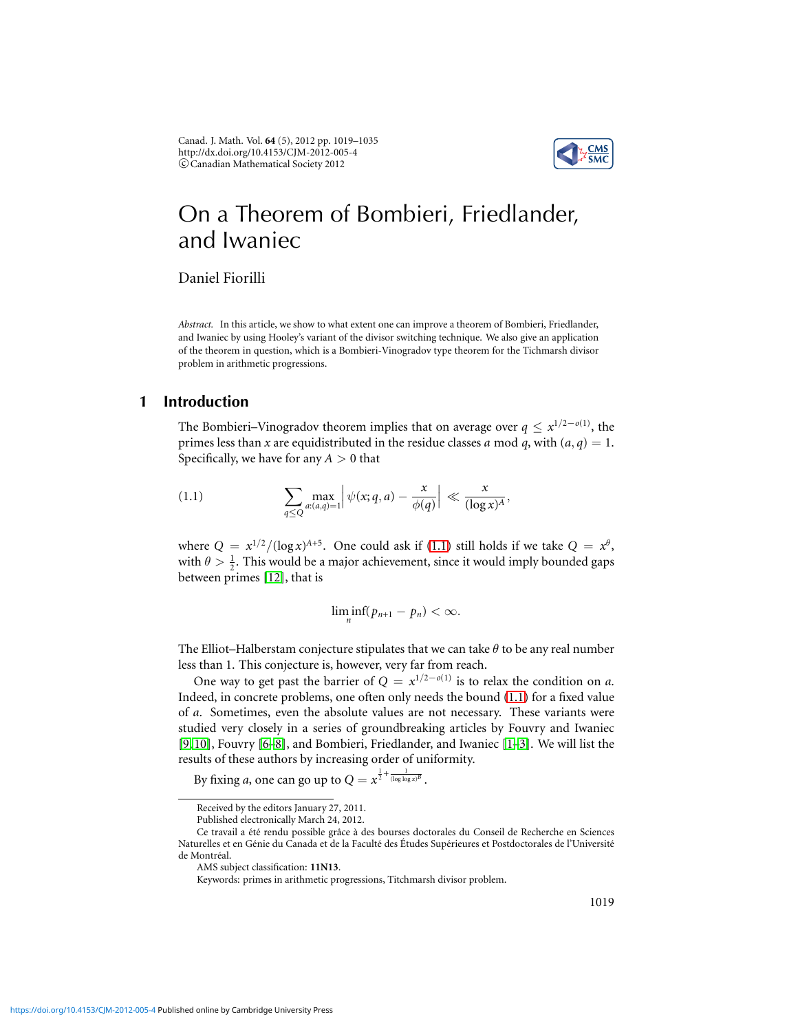# On a Theorem of Bombieri, Friedlander, and Iwaniec

Daniel Fiorilli

*Abstract.* In this article, we show to what extent one can improve a theorem of Bombieri, Friedlander, and Iwaniec by using Hooley's variant of the divisor switching technique. We also give an application of the theorem in question, which is a Bombieri-Vinogradov type theorem for the Tichmarsh divisor problem in arithmetic progressions.

## 1 Introduction

The Bombieri–Vinogradov theorem implies that on average over $q \leq x^{1/2-o(1)}$, the primes less than $x$ are equidistributed in the residue classes $a$ mod $q$, with $(a, q) = 1$. Specifically, we have for any $A > 0$ that

$$\sum_{q \leq Q} \max_{a:(a,q)=1} \Big| \psi(x; q, a) - \frac{x}{\phi(q)} \Big| \ll \frac{x}{(\log x)^A}, \tag{1.1}$$

where $Q = x^{1/2}/(\log x)^{A+5}$. One could ask if (1.1) still holds if we take $Q = x^\theta$, with $\theta > \frac{1}{2}$. This would be a major achievement, since it would imply bounded gaps between primes [12], that is

$$\liminf_n (p_{n+1} - p_n) < \infty.$$

The Elliot–Halberstam conjecture stipulates that we can take $\theta$ to be any real number less than 1. This conjecture is, however, very far from reach.

One way to get past the barrier of $Q = x^{1/2-o(1)}$ is to relax the condition on $a$. Indeed, in concrete problems, one often only needs the bound (1.1) for a fixed value of $a$. Sometimes, even the absolute values are not necessary. These variants were studied very closely in a series of groundbreaking articles by Fouvry and Iwaniec [9, 10], Fouvry [6–8], and Bombieri, Friedlander, and Iwaniec [1–3]. We will list the results of these authors by increasing order of uniformity.

By fixing $a$, one can go up to $Q = x^{\frac{1}{2}+\frac{1}{(\log\log x)^B}}$.

Received by the editors January 27, 2011.

Published electronically March 24, 2012.

Ce travail a été rendu possible grâce à des bourses doctorales du Conseil de Recherche en Sciences Naturelles et en Génie du Canada et de la Faculté des Études Supérieures et Postdoctorales de l'Université de Montréal.

AMS subject classification: **11N13**.

Keywords: primes in arithmetic progressions, Titchmarsh divisor problem.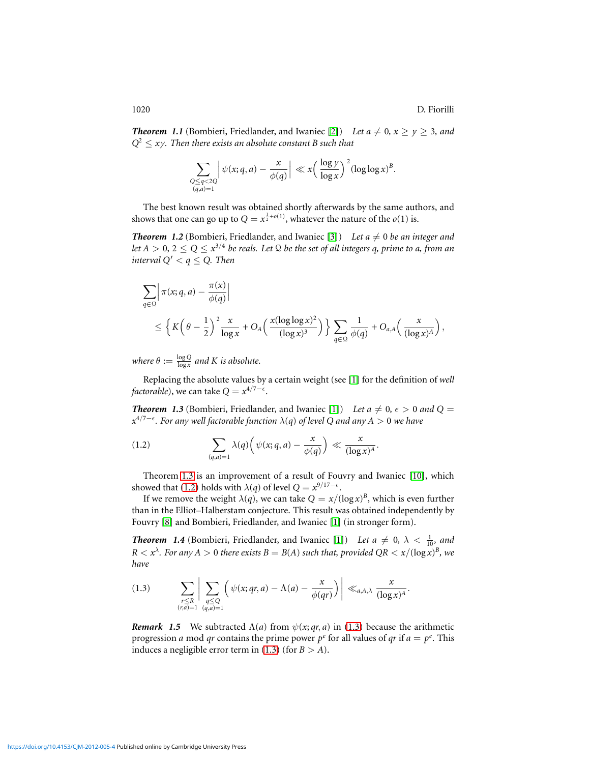***Theorem 1.1*** (Bombieri, Friedlander, and Iwaniec [2]) *Let $a \neq 0$, $x \geq y \geq 3$, and $Q^2 \leq xy$. Then there exists an absolute constant $B$ such that*

$$\sum_{\substack{Q \leq q < 2Q \\ (q,a)=1}} \Big| \psi(x;q,a) - \frac{x}{\phi(q)} \Big| \ll x \Big( \frac{\log y}{\log x} \Big)^2 (\log\log x)^B.$$

The best known result was obtained shortly afterwards by the same authors, and shows that one can go up to $Q = x^{\frac{1}{2}+o(1)}$, whatever the nature of the $o(1)$ is.

***Theorem 1.2*** (Bombieri, Friedlander, and Iwaniec [3]) *Let $a \neq 0$ be an integer and let $A > 0$, $2 \leq Q \leq x^{3/4}$ be reals. Let $\mathcal{Q}$ be the set of all integers $q$, prime to $a$, from an interval $Q' < q \leq Q$. Then*

$$\sum_{q \in \mathcal{Q}} \Big| \pi(x;q,a) - \frac{\pi(x)}{\phi(q)} \Big| \\ \leq \Big\{ K\Big(\theta - \frac{1}{2}\Big)^2 \frac{x}{\log x} + O_A\Big( \frac{x(\log\log x)^2}{(\log x)^3} \Big) \Big\} \sum_{q \in \mathcal{Q}} \frac{1}{\phi(q)} + O_{a,A}\Big( \frac{x}{(\log x)^A} \Big),$$

*where $\theta := \frac{\log Q}{\log x}$ and $K$ is absolute.*

Replacing the absolute values by a certain weight (see [1] for the definition of *well factorable*), we can take $Q = x^{4/7-\epsilon}$.

***Theorem 1.3*** (Bombieri, Friedlander, and Iwaniec [1]) *Let $a \neq 0$, $\epsilon > 0$ and $Q = x^{4/7-\epsilon}$. For any well factorable function $\lambda(q)$ of level $Q$ and any $A > 0$ we have*

$$\sum_{(q,a)=1} \lambda(q) \Big( \psi(x;q,a) - \frac{x}{\phi(q)} \Big) \ll \frac{x}{(\log x)^A}. \tag{1.2}$$

Theorem 1.3 is an improvement of a result of Fouvry and Iwaniec [10], which showed that (1.2) holds with $\lambda(q)$ of level $Q = x^{9/17-\epsilon}$.

If we remove the weight $\lambda(q)$, we can take $Q = x/(\log x)^B$, which is even further than in the Elliot–Halberstam conjecture. This result was obtained independently by Fouvry [8] and Bombieri, Friedlander, and Iwaniec [1] (in stronger form).

***Theorem 1.4*** (Bombieri, Friedlander, and Iwaniec [1]) *Let $a \neq 0$, $\lambda < \frac{1}{10}$, and $R < x^\lambda$. For any $A > 0$ there exists $B = B(A)$ such that, provided $QR < x/(\log x)^B$, we have*

$$\sum_{\substack{r \leq R \\ (r,a)=1}} \Big| \sum_{\substack{q \leq Q \\ (q,a)=1}} \Big( \psi(x;qr,a) - \Lambda(a) - \frac{x}{\phi(qr)} \Big) \Big| \ll_{a,A,\lambda} \frac{x}{(\log x)^A}. \tag{1.3}$$

***Remark 1.5*** We subtracted $\Lambda(a)$ from $\psi(x;qr,a)$ in (1.3) because the arithmetic progression $a$ mod $qr$ contains the prime power $p^e$ for all values of $qr$ if $a = p^e$. This induces a negligible error term in (1.3) (for $B > A$).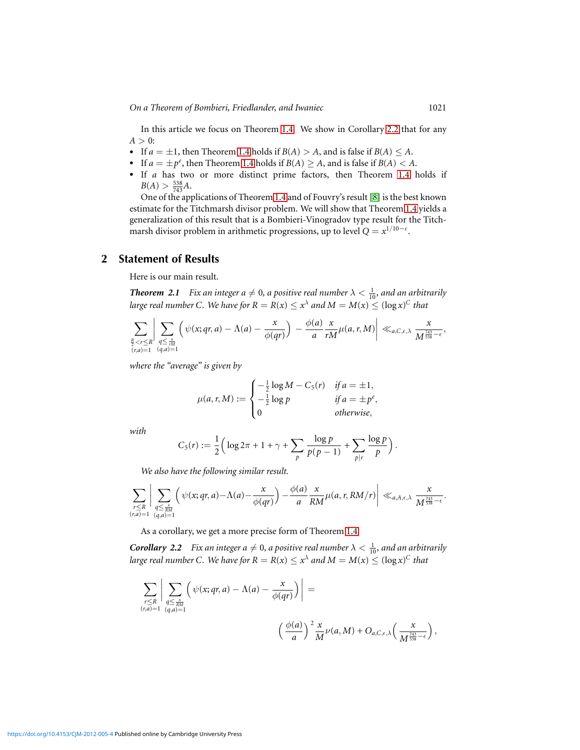In this article we focus on Theorem 1.4. We show in Corollary 2.2 that for any $A > 0$:

- If $a = \pm 1$, then Theorem 1.4 holds if $B(A) > A$, and is false if $B(A) \le A$.
- If $a = \pm p^e$, then Theorem 1.4 holds if $B(A) \ge A$, and is false if $B(A) < A$.
- If $a$ has two or more distinct prime factors, then Theorem 1.4 holds if $B(A) > \frac{538}{743}A$.

One of the applications of Theorem 1.4 and of Fouvry's result [8] is the best known estimate for the Titchmarsh divisor problem. We will show that Theorem 1.4 yields a generalization of this result that is a Bombieri-Vinogradov type result for the Titchmarsh divisor problem in arithmetic progressions, up to level $Q = x^{1/10-\epsilon}$.

## 2 Statement of Results

Here is our main result.

***Theorem 2.1*** *Fix an integer $a \neq 0$, a positive real number $\lambda < \frac{1}{10}$, and an arbitrarily large real number $C$. We have for $R = R(x) \le x^{\lambda}$ and $M = M(x) \le (\log x)^C$ that*

$$\sum_{\substack{\frac{R}{2} < r \le R \\ (r,a)=1}} \left| \sum_{\substack{q \le \frac{x}{rM} \\ (q,a)=1}} \Big( \psi(x; qr, a) - \Lambda(a) - \frac{x}{\phi(qr)} \Big) - \frac{\phi(a)}{a} \frac{x}{rM} \mu(a, r, M) \right| \ll_{a,C,\epsilon,\lambda} \frac{x}{M^{\frac{743}{538}-\epsilon}},$$

*where the "average" is given by*

$$\mu(a, r, M) := \begin{cases} -\frac{1}{2}\log M - C_5(r) & \text{if } a = \pm 1, \\ -\frac{1}{2}\log p & \text{if } a = \pm p^e, \\ 0 & \text{otherwise}, \end{cases}$$

*with*

$$C_5(r) := \frac{1}{2}\Big( \log 2\pi + 1 + \gamma + \sum_p \frac{\log p}{p(p-1)} + \sum_{p \mid r} \frac{\log p}{p} \Big).$$

*We also have the following similar result.*

$$\sum_{\substack{r \le R \\ (r,a)=1}} \left| \sum_{\substack{q \le \frac{x}{RM} \\ (q,a)=1}} \Big( \psi(x; qr, a) - \Lambda(a) - \frac{x}{\phi(qr)} \Big) - \frac{\phi(a)}{a} \frac{x}{RM} \mu(a, r, RM/r) \right| \ll_{a,A,\epsilon,\lambda} \frac{x}{M^{\frac{743}{538}-\epsilon}}.$$

As a corollary, we get a more precise form of Theorem 1.4.

***Corollary 2.2*** *Fix an integer $a \neq 0$, a positive real number $\lambda < \frac{1}{10}$, and an arbitrarily large real number $C$. We have for $R = R(x) \le x^{\lambda}$ and $M = M(x) \le (\log x)^C$ that*

$$\sum_{\substack{r \le R \\ (r,a)=1}} \left| \sum_{\substack{q \le \frac{x}{RM} \\ (q,a)=1}} \Big( \psi(x; qr, a) - \Lambda(a) - \frac{x}{\phi(qr)} \Big) \right| = \Big( \frac{\phi(a)}{a} \Big)^2 \frac{x}{M} \nu(a, M) + O_{a,C,\epsilon,\lambda}\Big( \frac{x}{M^{\frac{743}{538}-\epsilon}} \Big),$$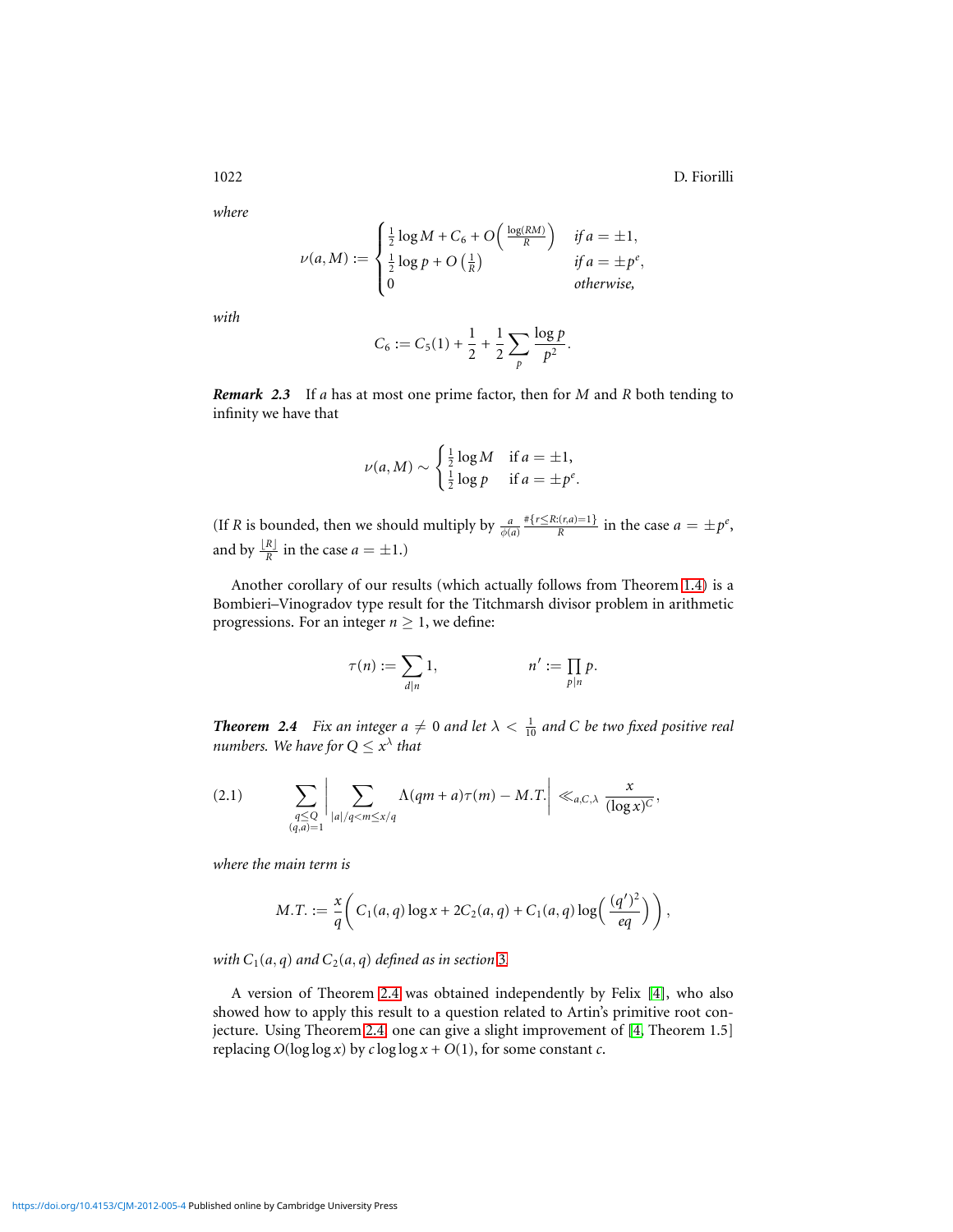*where*

$$\nu(a,M) := \begin{cases} \frac{1}{2}\log M + C_6 + O\Big(\frac{\log(RM)}{R}\Big) & \text{if } a = \pm 1, \\ \frac{1}{2}\log p + O\left(\frac{1}{R}\right) & \text{if } a = \pm p^e, \\ 0 & \text{otherwise,} \end{cases}$$

*with*

$$C_6 := C_5(1) + \frac{1}{2} + \frac{1}{2}\sum_p \frac{\log p}{p^2}.$$

***Remark 2.3*** If $a$ has at most one prime factor, then for $M$ and $R$ both tending to infinity we have that

$$\nu(a,M) \sim \begin{cases} \frac{1}{2}\log M & \text{if } a = \pm 1, \\ \frac{1}{2}\log p & \text{if } a = \pm p^e. \end{cases}$$

(If $R$ is bounded, then we should multiply by $\frac{a}{\phi(a)}\frac{\#\{r \leq R : (r,a)=1\}}{R}$ in the case $a = \pm p^e$, and by $\frac{\lfloor R \rfloor}{R}$ in the case $a = \pm 1$.)

Another corollary of our results (which actually follows from Theorem 1.4) is a Bombieri–Vinogradov type result for the Titchmarsh divisor problem in arithmetic progressions. For an integer $n \geq 1$, we define:

$$\tau(n) := \sum_{d \mid n} 1, \qquad\qquad n' := \prod_{p \mid n} p.$$

***Theorem 2.4*** *Fix an integer $a \neq 0$ and let $\lambda < \frac{1}{10}$ and $C$ be two fixed positive real numbers. We have for $Q \leq x^{\lambda}$ that*

$$\sum_{\substack{q \leq Q \\ (q,a)=1}} \Bigg| \sum_{|a|/q < m \leq x/q} \Lambda(qm+a)\tau(m) - M.T.\Bigg| \ll_{a,C,\lambda} \frac{x}{(\log x)^C}, \tag{2.1}$$

*where the main term is*

$$M.T. := \frac{x}{q}\bigg( C_1(a,q)\log x + 2C_2(a,q) + C_1(a,q)\log\Big(\frac{(q')^2}{eq}\Big)\bigg),$$

*with $C_1(a,q)$ and $C_2(a,q)$ defined as in section 3.*

A version of Theorem 2.4 was obtained independently by Felix [4], who also showed how to apply this result to a question related to Artin's primitive root conjecture. Using Theorem 2.4, one can give a slight improvement of [4, Theorem 1.5] replacing $O(\log\log x)$ by $c\log\log x + O(1)$, for some constant $c$.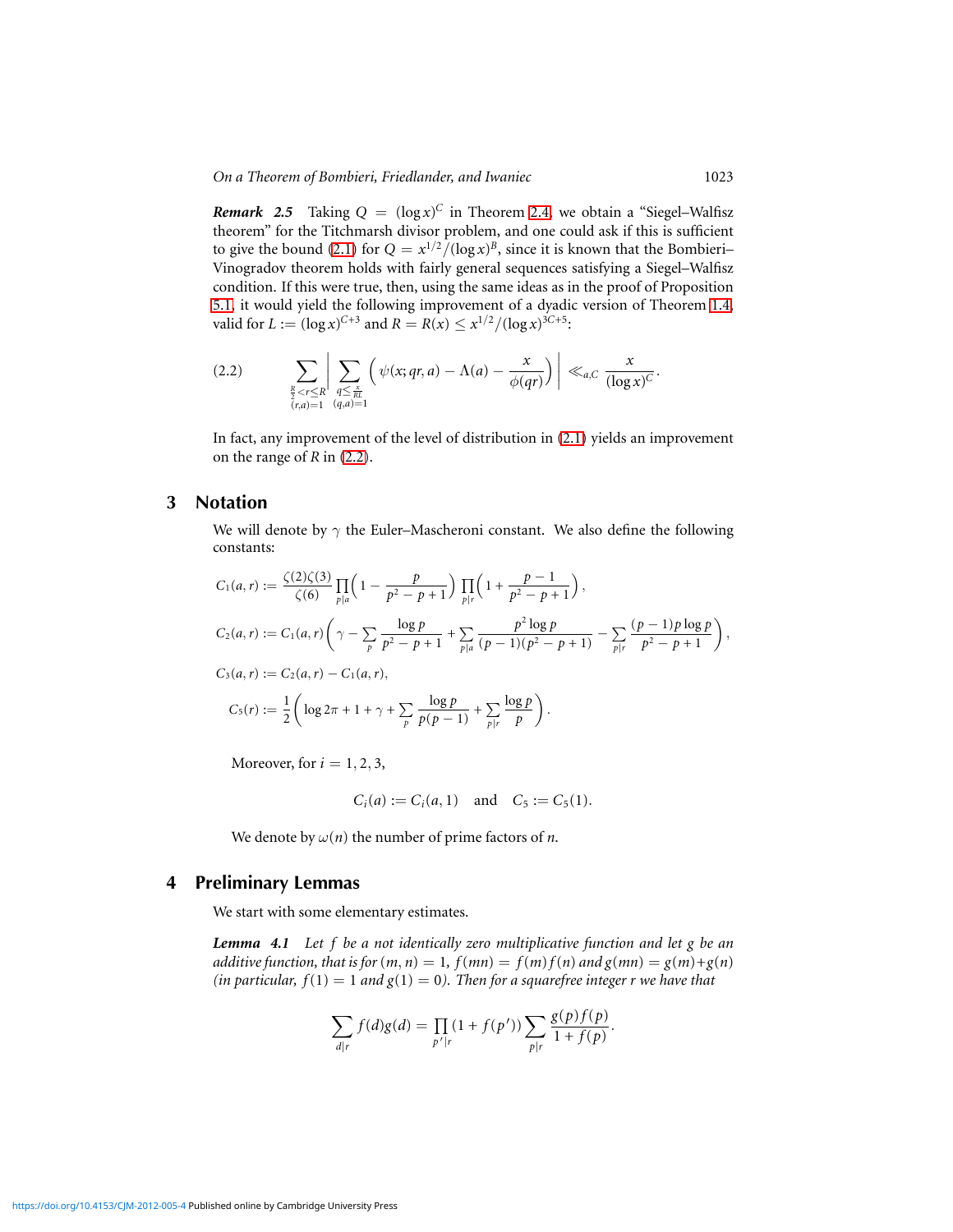***Remark 2.5*** Taking $Q = (\log x)^C$ in Theorem 2.4, we obtain a "Siegel–Walfisz theorem" for the Titchmarsh divisor problem, and one could ask if this is sufficient to give the bound (2.1) for $Q = x^{1/2}/(\log x)^B$, since it is known that the Bombieri–Vinogradov theorem holds with fairly general sequences satisfying a Siegel–Walfisz condition. If this were true, then, using the same ideas as in the proof of Proposition 5.1, it would yield the following improvement of a dyadic version of Theorem 1.4, valid for $L := (\log x)^{C+3}$ and $R = R(x) \leq x^{1/2}/(\log x)^{3C+5}$:

$$\sum_{\substack{\frac{R}{2} < r \leq R \\ (r,a)=1}} \Big| \sum_{\substack{q \leq \frac{x}{RL} \\ (q,a)=1}} \Big( \psi(x; qr, a) - \Lambda(a) - \frac{x}{\phi(qr)} \Big) \Big| \ll_{a,C} \frac{x}{(\log x)^C}. \tag{2.2}$$

In fact, any improvement of the level of distribution in (2.1) yields an improvement on the range of $R$ in (2.2).

## 3 Notation

We will denote by $\gamma$ the Euler–Mascheroni constant. We also define the following constants:

$$C_1(a,r) := \frac{\zeta(2)\zeta(3)}{\zeta(6)} \prod_{p|a} \Big(1 - \frac{p}{p^2-p+1}\Big) \prod_{p|r} \Big(1 + \frac{p-1}{p^2-p+1}\Big),$$

$$C_2(a,r) := C_1(a,r) \Big( \gamma - \sum_p \frac{\log p}{p^2-p+1} + \sum_{p|a} \frac{p^2 \log p}{(p-1)(p^2-p+1)} - \sum_{p|r} \frac{(p-1)p\log p}{p^2-p+1} \Big),$$

$$C_3(a,r) := C_2(a,r) - C_1(a,r),$$

$$C_5(r) := \frac{1}{2} \Big( \log 2\pi + 1 + \gamma + \sum_p \frac{\log p}{p(p-1)} + \sum_{p|r} \frac{\log p}{p} \Big).$$

Moreover, for $i = 1, 2, 3$,

$$C_i(a) := C_i(a,1) \quad \text{and} \quad C_5 := C_5(1).$$

We denote by $\omega(n)$ the number of prime factors of $n$.

## 4 Preliminary Lemmas

We start with some elementary estimates.

***Lemma 4.1*** *Let $f$ be a not identically zero multiplicative function and let $g$ be an additive function, that is for $(m,n) = 1$, $f(mn) = f(m)f(n)$ and $g(mn) = g(m)+g(n)$ (in particular, $f(1) = 1$ and $g(1) = 0$). Then for a squarefree integer $r$ we have that*

$$\sum_{d|r} f(d)g(d) = \prod_{p'|r} (1 + f(p')) \sum_{p|r} \frac{g(p)f(p)}{1+f(p)}.$$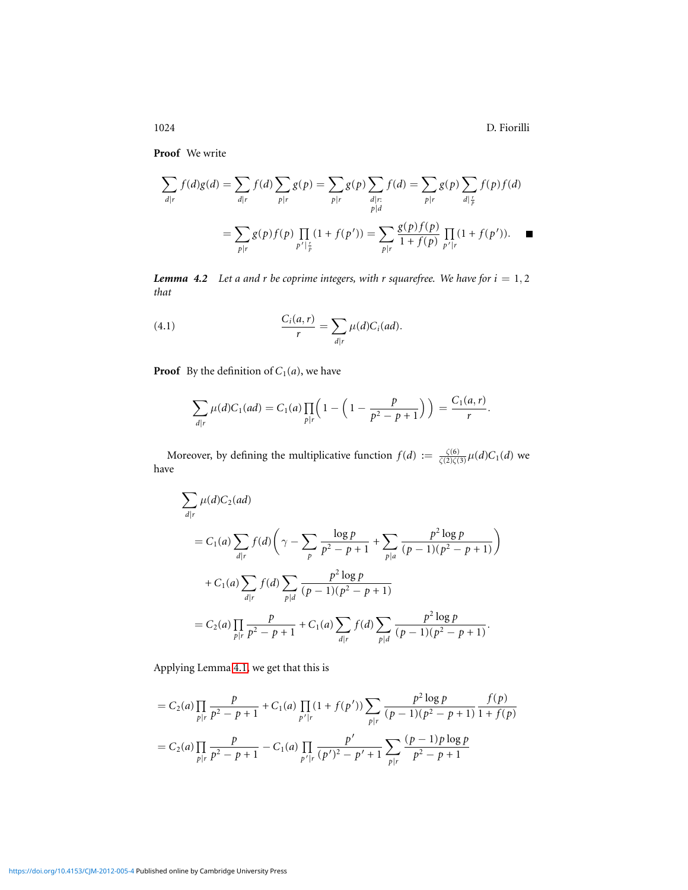**Proof** We write

$$\sum_{d|r} f(d)g(d) = \sum_{d|r} f(d) \sum_{p|r} g(p) = \sum_{p|r} g(p) \sum_{\substack{d|r:\\ p|d}} f(d) = \sum_{p|r} g(p) \sum_{d|\frac{r}{p}} f(p)f(d)$$

$$= \sum_{p|r} g(p)f(p) \prod_{p'|\frac{r}{p}} (1+f(p')) = \sum_{p|r} \frac{g(p)f(p)}{1+f(p)} \prod_{p'|r} (1+f(p')). \qquad \blacksquare$$

***Lemma 4.2*** *Let $a$ and $r$ be coprime integers, with $r$ squarefree. We have for $i = 1,2$ that*

$$\frac{C_i(a,r)}{r} = \sum_{d|r} \mu(d) C_i(ad). \tag{4.1}$$

**Proof** By the definition of $C_1(a)$, we have

$$\sum_{d|r} \mu(d) C_1(ad) = C_1(a) \prod_{p|r} \Big( 1 - \Big( 1 - \frac{p}{p^2-p+1} \Big) \Big) = \frac{C_1(a,r)}{r}.$$

Moreover, by defining the multiplicative function $f(d) := \frac{\zeta(6)}{\zeta(2)\zeta(3)} \mu(d) C_1(d)$ we have

$$\begin{aligned}
&\sum_{d|r} \mu(d) C_2(ad) \\
&= C_1(a) \sum_{d|r} f(d) \Big( \gamma - \sum_p \frac{\log p}{p^2-p+1} + \sum_{p|a} \frac{p^2 \log p}{(p-1)(p^2-p+1)} \Big) \\
&\quad + C_1(a) \sum_{d|r} f(d) \sum_{p|d} \frac{p^2 \log p}{(p-1)(p^2-p+1)} \\
&= C_2(a) \prod_{p|r} \frac{p}{p^2-p+1} + C_1(a) \sum_{d|r} f(d) \sum_{p|d} \frac{p^2 \log p}{(p-1)(p^2-p+1)}.
\end{aligned}$$

Applying Lemma 4.1, we get that this is

$$\begin{aligned}
&= C_2(a) \prod_{p|r} \frac{p}{p^2-p+1} + C_1(a) \prod_{p'|r} (1+f(p')) \sum_{p|r} \frac{p^2 \log p}{(p-1)(p^2-p+1)} \frac{f(p)}{1+f(p)} \\
&= C_2(a) \prod_{p|r} \frac{p}{p^2-p+1} - C_1(a) \prod_{p'|r} \frac{p'}{(p')^2-p'+1} \sum_{p|r} \frac{(p-1)p \log p}{p^2-p+1}
\end{aligned}$$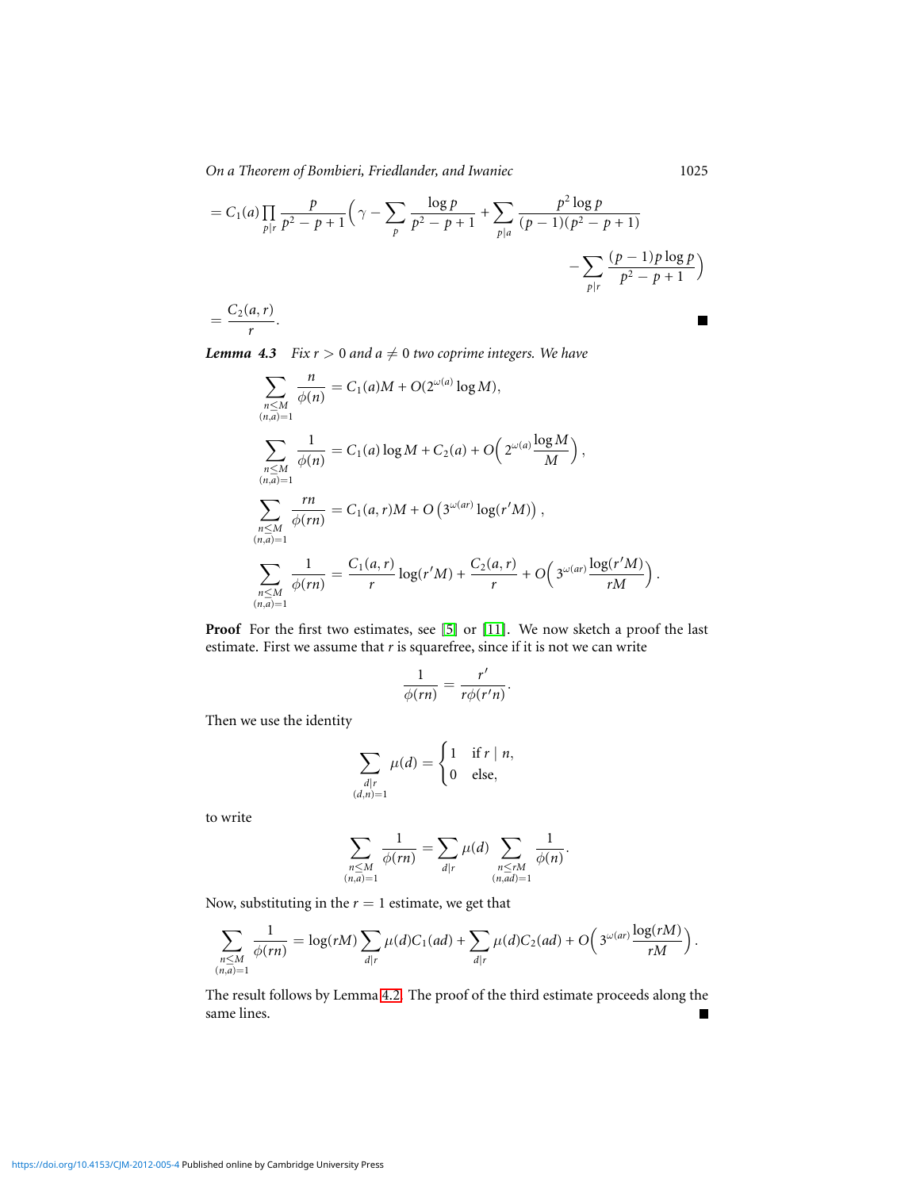$$= C_1(a) \prod_{p|r} \frac{p}{p^2-p+1} \Big( \gamma - \sum_p \frac{\log p}{p^2-p+1} + \sum_{p|a} \frac{p^2 \log p}{(p-1)(p^2-p+1)} - \sum_{p|r} \frac{(p-1)p \log p}{p^2-p+1} \Big)$$

$$= \frac{C_2(a,r)}{r}.$$

∎

***Lemma 4.3*** *Fix $r > 0$ and $a \neq 0$ two coprime integers. We have*

$$\sum_{\substack{n \le M \\ (n,a)=1}} \frac{n}{\phi(n)} = C_1(a)M + O(2^{\omega(a)} \log M),$$

$$\sum_{\substack{n \le M \\ (n,a)=1}} \frac{1}{\phi(n)} = C_1(a) \log M + C_2(a) + O\Big( 2^{\omega(a)} \frac{\log M}{M} \Big),$$

$$\sum_{\substack{n \le M \\ (n,a)=1}} \frac{rn}{\phi(rn)} = C_1(a,r)M + O\left(3^{\omega(ar)} \log(r'M)\right),$$

$$\sum_{\substack{n \le M \\ (n,a)=1}} \frac{1}{\phi(rn)} = \frac{C_1(a,r)}{r} \log(r'M) + \frac{C_2(a,r)}{r} + O\Big( 3^{\omega(ar)} \frac{\log(r'M)}{rM} \Big).$$

**Proof** For the first two estimates, see [5] or [11]. We now sketch a proof the last estimate. First we assume that $r$ is squarefree, since if it is not we can write

$$\frac{1}{\phi(rn)} = \frac{r'}{r\phi(r'n)}.$$

Then we use the identity

$$\sum_{\substack{d|r \\ (d,n)=1}} \mu(d) = \begin{cases} 1 & \text{if } r \mid n, \\ 0 & \text{else,} \end{cases}$$

to write

$$\sum_{\substack{n \le M \\ (n,a)=1}} \frac{1}{\phi(rn)} = \sum_{d|r} \mu(d) \sum_{\substack{n \le rM \\ (n,ad)=1}} \frac{1}{\phi(n)}.$$

Now, substituting in the $r = 1$ estimate, we get that

$$\sum_{\substack{n \le M \\ (n,a)=1}} \frac{1}{\phi(rn)} = \log(rM) \sum_{d|r} \mu(d) C_1(ad) + \sum_{d|r} \mu(d) C_2(ad) + O\Big( 3^{\omega(ar)} \frac{\log(rM)}{rM} \Big).$$

The result follows by Lemma 4.2. The proof of the third estimate proceeds along the same lines. ∎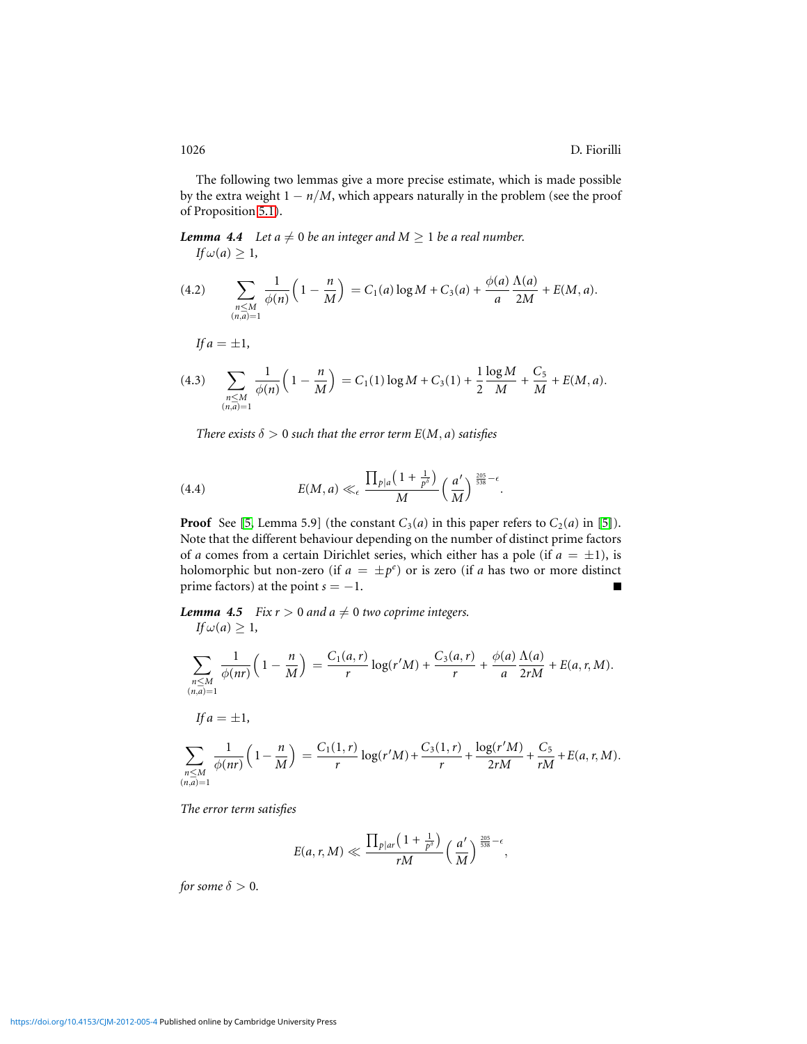The following two lemmas give a more precise estimate, which is made possible by the extra weight $1 - n/M$, which appears naturally in the problem (see the proof of Proposition 5.1).

***Lemma 4.4*** *Let $a \neq 0$ be an integer and $M \geq 1$ be a real number.*
*If $\omega(a) \geq 1$,*

$$\sum_{\substack{n \leq M \\ (n,a)=1}} \frac{1}{\phi(n)}\Big(1 - \frac{n}{M}\Big) = C_1(a)\log M + C_3(a) + \frac{\phi(a)}{a}\frac{\Lambda(a)}{2M} + E(M,a). \tag{4.2}$$

*If $a = \pm 1$,*

$$\sum_{\substack{n \leq M \\ (n,a)=1}} \frac{1}{\phi(n)}\Big(1 - \frac{n}{M}\Big) = C_1(1)\log M + C_3(1) + \frac{1}{2}\frac{\log M}{M} + \frac{C_5}{M} + E(M,a). \tag{4.3}$$

*There exists $\delta > 0$ such that the error term $E(M,a)$ satisfies*

$$E(M,a) \ll_\epsilon \frac{\prod_{p\mid a}\big(1+\frac{1}{p^\delta}\big)}{M}\Big(\frac{a'}{M}\Big)^{\frac{205}{538}-\epsilon}. \tag{4.4}$$

**Proof** See [5, Lemma 5.9] (the constant $C_3(a)$ in this paper refers to $C_2(a)$ in [5]). Note that the different behaviour depending on the number of distinct prime factors of $a$ comes from a certain Dirichlet series, which either has a pole (if $a = \pm 1$), is holomorphic but non-zero (if $a = \pm p^e$) or is zero (if $a$ has two or more distinct prime factors) at the point $s = -1$. ∎

***Lemma 4.5*** *Fix $r > 0$ and $a \neq 0$ two coprime integers.*
*If $\omega(a) \geq 1$,*

$$\sum_{\substack{n \leq M \\ (n,a)=1}} \frac{1}{\phi(nr)}\Big(1 - \frac{n}{M}\Big) = \frac{C_1(a,r)}{r}\log(r'M) + \frac{C_3(a,r)}{r} + \frac{\phi(a)}{a}\frac{\Lambda(a)}{2rM} + E(a,r,M).$$

*If $a = \pm 1$,*

$$\sum_{\substack{n \leq M \\ (n,a)=1}} \frac{1}{\phi(nr)}\Big(1 - \frac{n}{M}\Big) = \frac{C_1(1,r)}{r}\log(r'M) + \frac{C_3(1,r)}{r} + \frac{\log(r'M)}{2rM} + \frac{C_5}{rM} + E(a,r,M).$$

*The error term satisfies*

$$E(a,r,M) \ll \frac{\prod_{p\mid ar}\big(1+\frac{1}{p^\delta}\big)}{rM}\Big(\frac{a'}{M}\Big)^{\frac{205}{538}-\epsilon},$$

*for some $\delta > 0$.*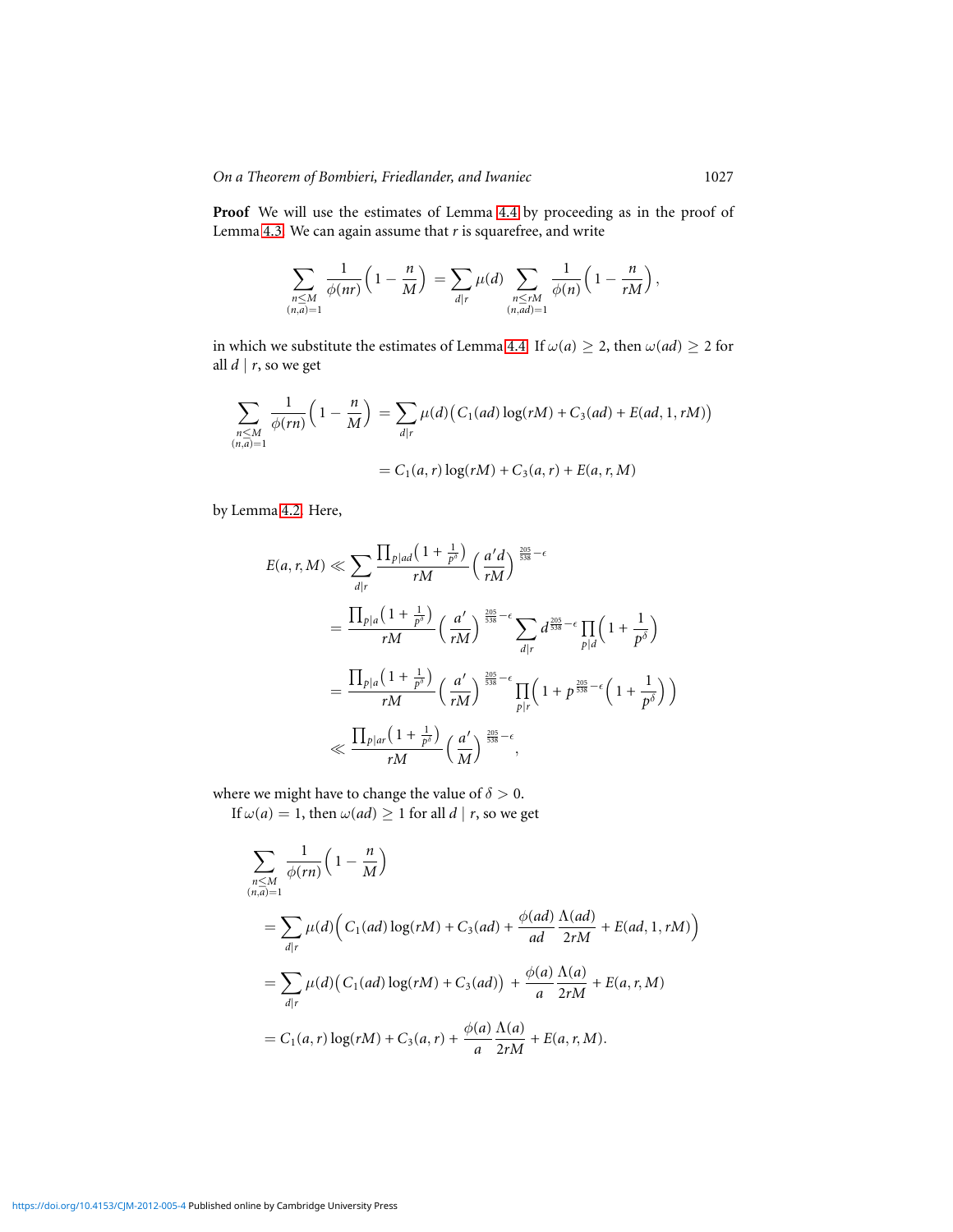**Proof** We will use the estimates of Lemma 4.4 by proceeding as in the proof of Lemma 4.3. We can again assume that $r$ is squarefree, and write

$$\sum_{\substack{n\leq M\\(n,a)=1}} \frac{1}{\phi(nr)}\Big(1-\frac{n}{M}\Big) = \sum_{d\mid r}\mu(d)\sum_{\substack{n\leq rM\\(n,ad)=1}}\frac{1}{\phi(n)}\Big(1-\frac{n}{rM}\Big),$$

in which we substitute the estimates of Lemma 4.4. If $\omega(a)\geq 2$, then $\omega(ad)\geq 2$ for all $d\mid r$, so we get

$$\begin{aligned}
\sum_{\substack{n\leq M\\(n,a)=1}} \frac{1}{\phi(rn)}\Big(1-\frac{n}{M}\Big) &= \sum_{d\mid r}\mu(d)\big(C_1(ad)\log(rM)+C_3(ad)+E(ad,1,rM)\big)\\
&= C_1(a,r)\log(rM)+C_3(a,r)+E(a,r,M)
\end{aligned}$$

by Lemma 4.2. Here,

$$\begin{aligned}
E(a,r,M) &\ll \sum_{d\mid r}\frac{\prod_{p\mid ad}\big(1+\frac{1}{p^\delta}\big)}{rM}\Big(\frac{a'd}{rM}\Big)^{\frac{205}{538}-\epsilon}\\
&= \frac{\prod_{p\mid a}\big(1+\frac{1}{p^\delta}\big)}{rM}\Big(\frac{a'}{rM}\Big)^{\frac{205}{538}-\epsilon}\sum_{d\mid r}d^{\frac{205}{538}-\epsilon}\prod_{p\mid d}\Big(1+\frac{1}{p^\delta}\Big)\\
&= \frac{\prod_{p\mid a}\big(1+\frac{1}{p^\delta}\big)}{rM}\Big(\frac{a'}{rM}\Big)^{\frac{205}{538}-\epsilon}\prod_{p\mid r}\Big(1+p^{\frac{205}{538}-\epsilon}\Big(1+\frac{1}{p^\delta}\Big)\Big)\\
&\ll \frac{\prod_{p\mid ar}\big(1+\frac{1}{p^\delta}\big)}{rM}\Big(\frac{a'}{M}\Big)^{\frac{205}{538}-\epsilon},
\end{aligned}$$

where we might have to change the value of $\delta>0$.

If $\omega(a)=1$, then $\omega(ad)\geq 1$ for all $d\mid r$, so we get

$$\begin{aligned}
&\sum_{\substack{n\leq M\\(n,a)=1}} \frac{1}{\phi(rn)}\Big(1-\frac{n}{M}\Big)\\
&= \sum_{d\mid r}\mu(d)\Big(C_1(ad)\log(rM)+C_3(ad)+\frac{\phi(ad)}{ad}\frac{\Lambda(ad)}{2rM}+E(ad,1,rM)\Big)\\
&= \sum_{d\mid r}\mu(d)\big(C_1(ad)\log(rM)+C_3(ad)\big)+\frac{\phi(a)}{a}\frac{\Lambda(a)}{2rM}+E(a,r,M)\\
&= C_1(a,r)\log(rM)+C_3(a,r)+\frac{\phi(a)}{a}\frac{\Lambda(a)}{2rM}+E(a,r,M).
\end{aligned}$$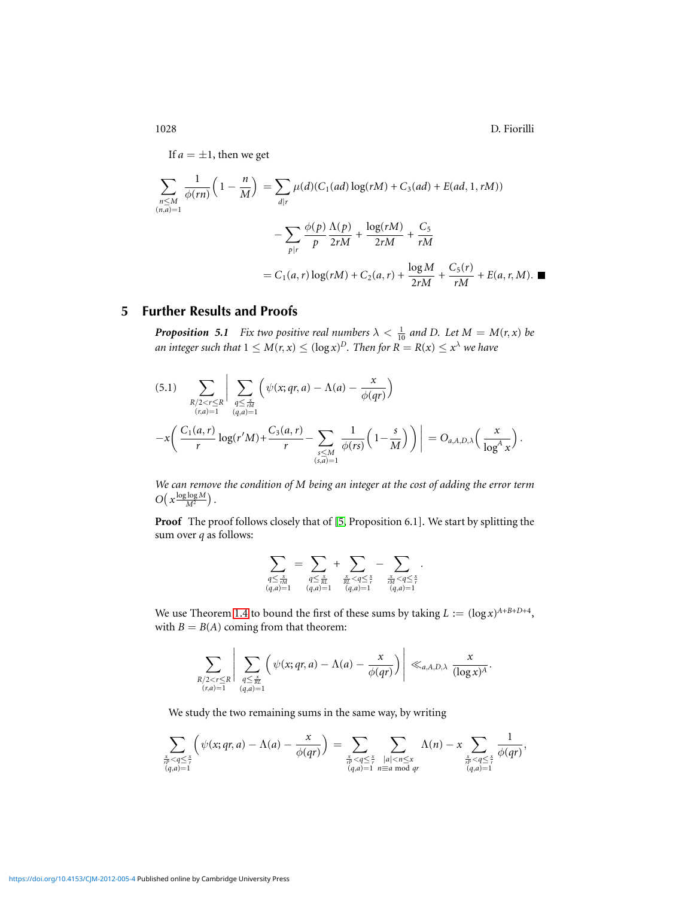If $a = \pm 1$, then we get

$$\sum_{\substack{n \le M \\ (n,a)=1}} \frac{1}{\phi(rn)}\Big(1 - \frac{n}{M}\Big) = \sum_{d \mid r} \mu(d)(C_1(ad)\log(rM) + C_3(ad) + E(ad,1,rM))$$

$$- \sum_{p \mid r} \frac{\phi(p)}{p}\frac{\Lambda(p)}{2rM} + \frac{\log(rM)}{2rM} + \frac{C_5}{rM}$$

$$= C_1(a,r)\log(rM) + C_2(a,r) + \frac{\log M}{2rM} + \frac{C_5(r)}{rM} + E(a,r,M). \blacksquare$$

## 5 Further Results and Proofs

***Proposition 5.1*** *Fix two positive real numbers $\lambda < \frac{1}{10}$ and $D$. Let $M = M(r,x)$ be an integer such that $1 \le M(r,x) \le (\log x)^D$. Then for $R = R(x) \le x^\lambda$ we have*

$$(5.1) \quad \sum_{\substack{R/2 < r \le R \\ (r,a)=1}} \Bigg| \sum_{\substack{q \le \frac{x}{rM} \\ (q,a)=1}} \Big(\psi(x;qr,a) - \Lambda(a) - \frac{x}{\phi(qr)}\Big)$$

$$-x\Big(\frac{C_1(a,r)}{r}\log(r'M) + \frac{C_3(a,r)}{r} - \sum_{\substack{s \le M \\ (s,a)=1}} \frac{1}{\phi(rs)}\Big(1 - \frac{s}{M}\Big)\Big)\Bigg| = O_{a,A,D,\lambda}\Big(\frac{x}{\log^A x}\Big).$$

*We can remove the condition of $M$ being an integer at the cost of adding the error term $O\big(x\frac{\log\log M}{M^2}\big)$.*

**Proof** The proof follows closely that of [5, Proposition 6.1]. We start by splitting the sum over $q$ as follows:

$$\sum_{\substack{q \le \frac{x}{rM} \\ (q,a)=1}} = \sum_{\substack{q \le \frac{x}{RL} \\ (q,a)=1}} + \sum_{\substack{\frac{x}{RL} < q \le \frac{x}{r} \\ (q,a)=1}} - \sum_{\substack{\frac{x}{rM} < q \le \frac{x}{r} \\ (q,a)=1}}.$$

We use Theorem 1.4 to bound the first of these sums by taking $L := (\log x)^{A+B+D+4}$, with $B = B(A)$ coming from that theorem:

$$\sum_{\substack{R/2 < r \le R \\ (r,a)=1}} \Bigg| \sum_{\substack{q \le \frac{x}{RL} \\ (q,a)=1}} \Big(\psi(x;qr,a) - \Lambda(a) - \frac{x}{\phi(qr)}\Big)\Bigg| \ll_{a,A,D,\lambda} \frac{x}{(\log x)^A}.$$

We study the two remaining sums in the same way, by writing

$$\sum_{\substack{\frac{x}{rP} < q \le \frac{x}{r} \\ (q,a)=1}} \Big(\psi(x;qr,a) - \Lambda(a) - \frac{x}{\phi(qr)}\Big) = \sum_{\substack{\frac{x}{rP} < q \le \frac{x}{r} \\ (q,a)=1}} \sum_{\substack{|a| < n \le x \\ n \equiv a \bmod qr}} \Lambda(n) - x \sum_{\substack{\frac{x}{rP} < q \le \frac{x}{r} \\ (q,a)=1}} \frac{1}{\phi(qr)},$$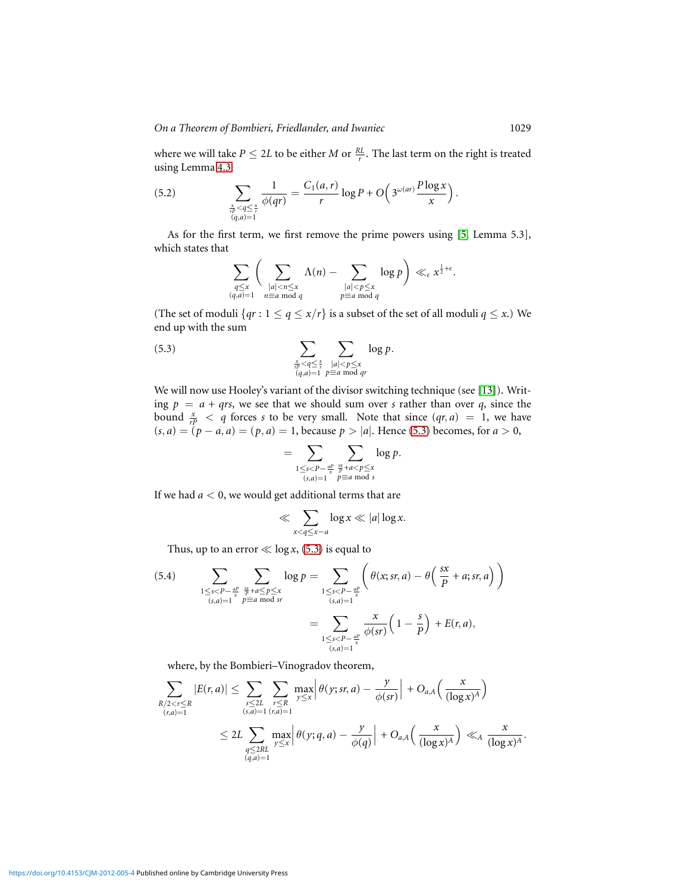where we will take $P \leq 2L$ to be either $M$ or $\frac{RL}{r}$. The last term on the right is treated using Lemma 4.3:

$$\sum_{\substack{\frac{x}{rP} < q \leq \frac{x}{r} \\ (q,a)=1}} \frac{1}{\phi(qr)} = \frac{C_1(a,r)}{r} \log P + O\Big(3^{\omega(ar)} \frac{P \log x}{x}\Big). \tag{5.2}$$

As for the first term, we first remove the prime powers using [5, Lemma 5.3], which states that

$$\sum_{\substack{q \leq x \\ (q,a)=1}} \bigg( \sum_{\substack{|a| < n \leq x \\ n \equiv a \bmod q}} \Lambda(n) - \sum_{\substack{|a| < p \leq x \\ p \equiv a \bmod q}} \log p \bigg) \ll_\epsilon x^{\frac{1}{2}+\epsilon}.$$

(The set of moduli $\{qr : 1 \leq q \leq x/r\}$ is a subset of the set of all moduli $q \leq x$.) We end up with the sum

$$\sum_{\substack{\frac{x}{rP} < q \leq \frac{x}{r} \\ (q,a)=1}} \sum_{\substack{|a| < p \leq x \\ p \equiv a \bmod qr}} \log p. \tag{5.3}$$

We will now use Hooley's variant of the divisor switching technique (see [13]). Writing $p = a + qrs$, we see that we should sum over $s$ rather than over $q$, since the bound $\frac{x}{rP} < q$ forces $s$ to be very small. Note that since $(qr, a) = 1$, we have $(s, a) = (p - a, a) = (p, a) = 1$, because $p > |a|$. Hence (5.3) becomes, for $a > 0$,

$$= \sum_{\substack{1 \leq s < P - \frac{aP}{x} \\ (s,a)=1}} \sum_{\substack{\frac{sx}{P} + a < p \leq x \\ p \equiv a \bmod s}} \log p.$$

If we had $a < 0$, we would get additional terms that are

$$\ll \sum_{x < q \leq x - a} \log x \ll |a| \log x.$$

Thus, up to an error $\ll \log x$, (5.3) is equal to

$$\begin{aligned} \sum_{\substack{1 \leq s < P - \frac{aP}{x} \\ (s,a)=1}} \sum_{\substack{\frac{sx}{P} + a \leq p \leq x \\ p \equiv a \bmod sr}} \log p &= \sum_{\substack{1 \leq s < P - \frac{aP}{x} \\ (s,a)=1}} \Big( \theta(x; sr, a) - \theta\Big(\frac{sx}{P} + a; sr, a\Big) \Big) \\ &= \sum_{\substack{1 \leq s < P - \frac{aP}{x} \\ (s,a)=1}} \frac{x}{\phi(sr)} \Big(1 - \frac{s}{P}\Big) + E(r, a), \end{aligned} \tag{5.4}$$

where, by the Bombieri–Vinogradov theorem,

$$\begin{aligned} \sum_{\substack{R/2 < r \leq R \\ (r,a)=1}} |E(r, a)| &\leq \sum_{\substack{s \leq 2L \\ (s,a)=1}} \sum_{\substack{r \leq R \\ (r,a)=1}} \max_{y \leq x} \Big| \theta(y; sr, a) - \frac{y}{\phi(sr)} \Big| + O_{a,A}\Big( \frac{x}{(\log x)^A} \Big) \\ &\leq 2L \sum_{\substack{q \leq 2RL \\ (q,a)=1}} \max_{y \leq x} \Big| \theta(y; q, a) - \frac{y}{\phi(q)} \Big| + O_{a,A}\Big( \frac{x}{(\log x)^A} \Big) \ll_A \frac{x}{(\log x)^A}. \end{aligned}$$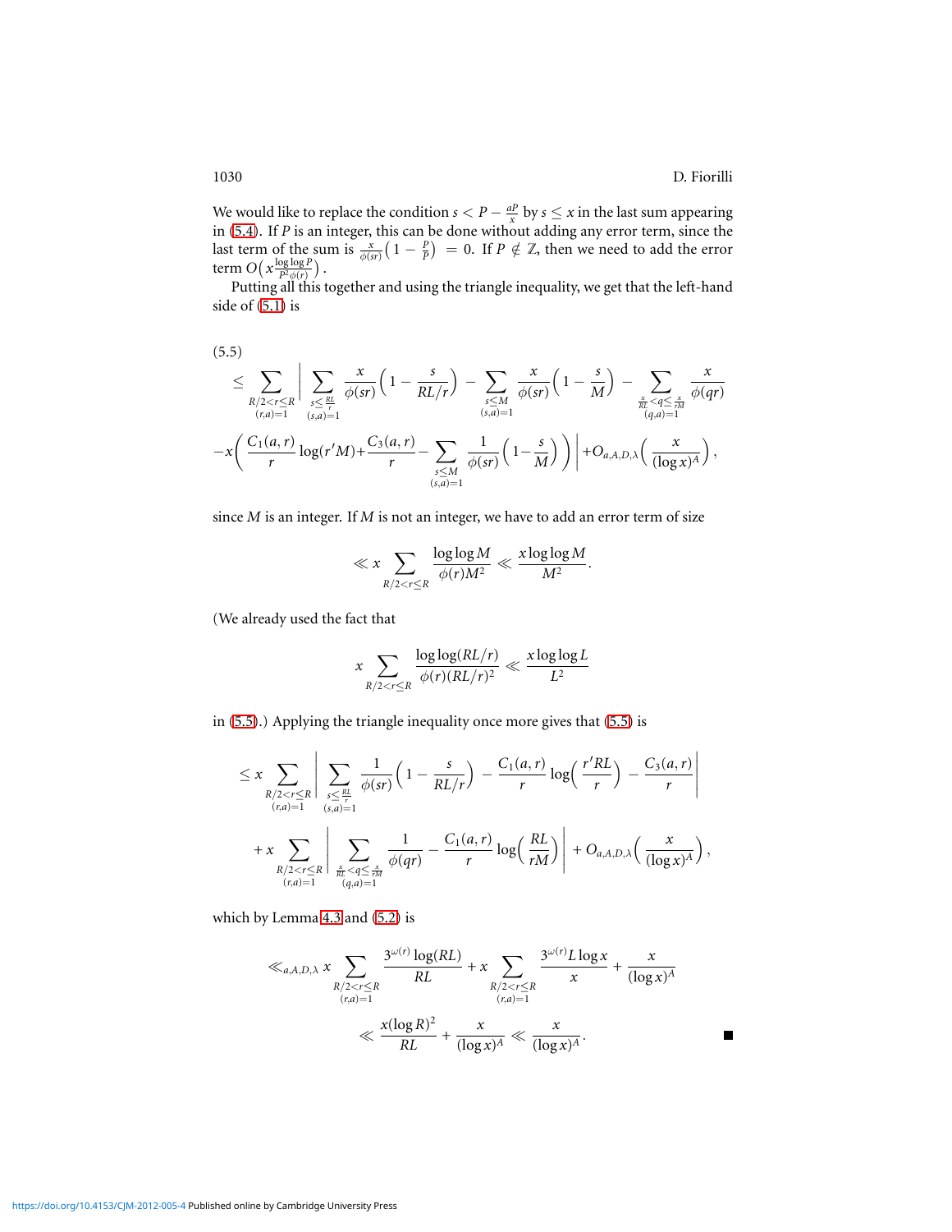We would like to replace the condition $s < P - \frac{aP}{x}$ by $s \le x$ in the last sum appearing in (5.4). If $P$ is an integer, this can be done without adding any error term, since the last term of the sum is $\frac{x}{\phi(sr)}\big(1 - \frac{P}{P}\big) = 0$. If $P \notin \mathbb{Z}$, then we need to add the error term $O\big(x\frac{\log\log P}{P^2\phi(r)}\big)$.

Putting all this together and using the triangle inequality, we get that the left-hand side of (5.1) is

$$
\begin{aligned}
(5.5) \\
&\le \sum_{\substack{R/2<r\le R\\(r,a)=1}} \Bigg| \sum_{\substack{s\le \frac{RL}{r}\\(s,a)=1}} \frac{x}{\phi(sr)}\Big(1-\frac{s}{RL/r}\Big) - \sum_{\substack{s\le M\\(s,a)=1}} \frac{x}{\phi(sr)}\Big(1-\frac{s}{M}\Big) - \sum_{\substack{\frac{x}{RL}<q\le\frac{x}{rM}\\(q,a)=1}} \frac{x}{\phi(qr)} \\
&-x\bigg(\frac{C_1(a,r)}{r}\log(r'M)+\frac{C_3(a,r)}{r}-\sum_{\substack{s\le M\\(s,a)=1}}\frac{1}{\phi(sr)}\Big(1-\frac{s}{M}\Big)\bigg)\Bigg| + O_{a,A,D,\lambda}\Big(\frac{x}{(\log x)^A}\Big),
\end{aligned}
$$

since $M$ is an integer. If $M$ is not an integer, we have to add an error term of size

$$
\ll x \sum_{R/2<r\le R} \frac{\log\log M}{\phi(r)M^2} \ll \frac{x\log\log M}{M^2}.
$$

(We already used the fact that

$$
x\sum_{R/2<r\le R}\frac{\log\log(RL/r)}{\phi(r)(RL/r)^2} \ll \frac{x\log\log L}{L^2}
$$

in (5.5).) Applying the triangle inequality once more gives that (5.5) is

$$
\begin{aligned}
&\le x \sum_{\substack{R/2<r\le R\\(r,a)=1}} \Bigg| \sum_{\substack{s\le\frac{RL}{r}\\(s,a)=1}} \frac{1}{\phi(sr)}\Big(1-\frac{s}{RL/r}\Big) - \frac{C_1(a,r)}{r}\log\Big(\frac{r'RL}{r}\Big) - \frac{C_3(a,r)}{r}\Bigg| \\
&\quad + x \sum_{\substack{R/2<r\le R\\(r,a)=1}} \Bigg| \sum_{\substack{\frac{x}{RL}<q\le\frac{x}{rM}\\(q,a)=1}} \frac{1}{\phi(qr)} - \frac{C_1(a,r)}{r}\log\Big(\frac{RL}{rM}\Big)\Bigg| + O_{a,A,D,\lambda}\Big(\frac{x}{(\log x)^A}\Big),
\end{aligned}
$$

which by Lemma 4.3 and (5.2) is

$$
\begin{aligned}
&\ll_{a,A,D,\lambda} x \sum_{\substack{R/2<r\le R\\(r,a)=1}} \frac{3^{\omega(r)}\log(RL)}{RL} + x \sum_{\substack{R/2<r\le R\\(r,a)=1}} \frac{3^{\omega(r)}L\log x}{x} + \frac{x}{(\log x)^A} \\
&\qquad \ll \frac{x(\log R)^2}{RL} + \frac{x}{(\log x)^A} \ll \frac{x}{(\log x)^A}. \qquad \blacksquare
\end{aligned}
$$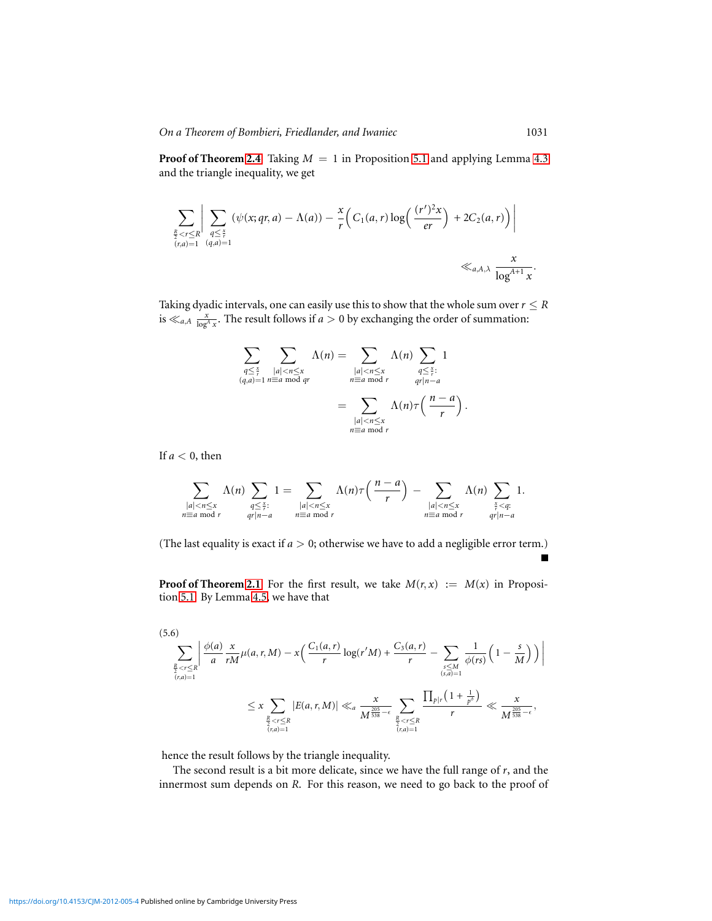**Proof of Theorem 2.4** Taking $M = 1$ in Proposition 5.1 and applying Lemma 4.3 and the triangle inequality, we get

$$\sum_{\substack{\frac{R}{2}<r\leq R\\(r,a)=1}}\Bigg|\sum_{\substack{q\leq \frac{x}{r}\\(q,a)=1}}(\psi(x;qr,a)-\Lambda(a))-\frac{x}{r}\Big(C_1(a,r)\log\Big(\frac{(r')^2x}{er}\Big)+2C_2(a,r)\Big)\Bigg| \ll_{a,A,\lambda}\frac{x}{\log^{A+1}x}.$$

Taking dyadic intervals, one can easily use this to show that the whole sum over $r \leq R$ is $\ll_{a,A} \frac{x}{\log^A x}$. The result follows if $a > 0$ by exchanging the order of summation:

$$\sum_{\substack{q\leq \frac{x}{r}\\(q,a)=1}}\sum_{\substack{|a|<n\leq x\\ n\equiv a \bmod qr}}\Lambda(n)=\sum_{\substack{|a|<n\leq x\\ n\equiv a \bmod r}}\Lambda(n)\sum_{\substack{q\leq \frac{x}{r}:\\ qr|n-a}}1 =\sum_{\substack{|a|<n\leq x\\ n\equiv a \bmod r}}\Lambda(n)\tau\Big(\frac{n-a}{r}\Big).$$

If $a < 0$, then

$$\sum_{\substack{|a|<n\leq x\\ n\equiv a \bmod r}}\Lambda(n)\sum_{\substack{q\leq \frac{x}{r}:\\ qr|n-a}}1=\sum_{\substack{|a|<n\leq x\\ n\equiv a \bmod r}}\Lambda(n)\tau\Big(\frac{n-a}{r}\Big)-\sum_{\substack{|a|<n\leq x\\ n\equiv a \bmod r}}\Lambda(n)\sum_{\substack{\frac{x}{r}<q:\\ qr|n-a}}1.$$

(The last equality is exact if $a > 0$; otherwise we have to add a negligible error term.) ■

**Proof of Theorem 2.1** For the first result, we take $M(r,x) := M(x)$ in Proposition 5.1. By Lemma 4.5, we have that

(5.6)
$$\sum_{\substack{\frac{R}{2}<r\leq R\\(r,a)=1}}\Bigg|\frac{\phi(a)}{a}\frac{x}{rM}\mu(a,r,M)-x\Big(\frac{C_1(a,r)}{r}\log(r'M)+\frac{C_3(a,r)}{r}-\sum_{\substack{s\leq M\\(s,a)=1}}\frac{1}{\phi(rs)}\Big(1-\frac{s}{M}\Big)\Big)\Bigg|$$
$$\leq x\sum_{\substack{\frac{R}{2}<r\leq R\\(r,a)=1}}|E(a,r,M)|\ll_a\frac{x}{M^{\frac{205}{538}-\epsilon}}\sum_{\substack{\frac{R}{2}<r\leq R\\(r,a)=1}}\frac{\prod_{p|r}\big(1+\frac{1}{p^\delta}\big)}{r}\ll\frac{x}{M^{\frac{205}{538}-\epsilon}},$$

hence the result follows by the triangle inequality.

The second result is a bit more delicate, since we have the full range of $r$, and the innermost sum depends on $R$. For this reason, we need to go back to the proof of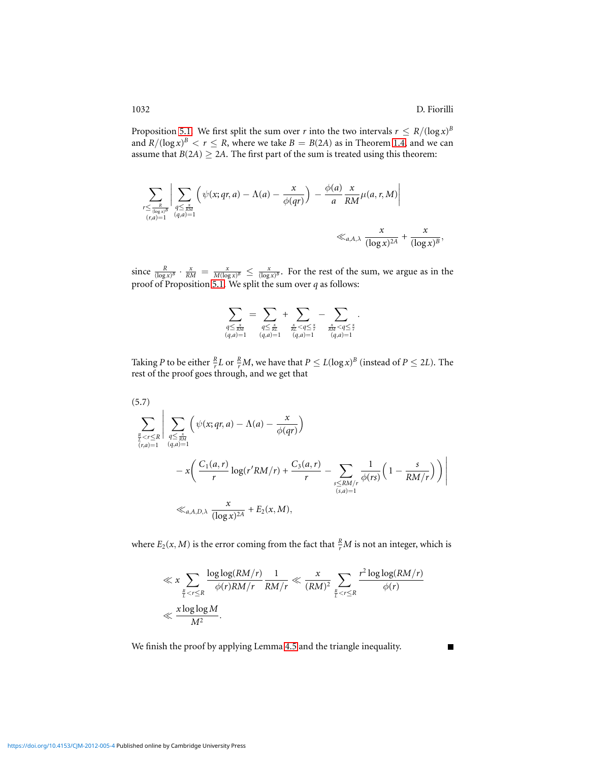Proposition 5.1. We first split the sum over $r$ into the two intervals $r \leq R/(\log x)^B$ and $R/(\log x)^B < r \leq R$, where we take $B = B(2A)$ as in Theorem 1.4, and we can assume that $B(2A) \geq 2A$. The first part of the sum is treated using this theorem:

$$\sum_{\substack{r \leq \frac{R}{(\log x)^B} \\ (r,a)=1}} \Bigg| \sum_{\substack{q \leq \frac{x}{RM} \\ (q,a)=1}} \Big( \psi(x; qr, a) - \Lambda(a) - \frac{x}{\phi(qr)} \Big) - \frac{\phi(a)}{a} \frac{x}{RM} \mu(a, r, M) \Bigg| \\ \ll_{a,A,\lambda} \frac{x}{(\log x)^{2A}} + \frac{x}{(\log x)^B},$$

since $\frac{R}{(\log x)^B} \cdot \frac{x}{RM} = \frac{x}{M(\log x)^B} \leq \frac{x}{(\log x)^B}$. For the rest of the sum, we argue as in the proof of Proposition 5.1. We split the sum over $q$ as follows:

$$\sum_{\substack{q \leq \frac{x}{RM} \\ (q,a)=1}} = \sum_{\substack{q \leq \frac{x}{RL} \\ (q,a)=1}} + \sum_{\substack{\frac{x}{RL} < q \leq \frac{x}{r} \\ (q,a)=1}} - \sum_{\substack{\frac{x}{RM} < q \leq \frac{x}{r} \\ (q,a)=1}}.$$

Taking $P$ to be either $\frac{R}{r}L$ or $\frac{R}{r}M$, we have that $P \leq L(\log x)^B$ (instead of $P \leq 2L$). The rest of the proof goes through, and we get that

(5.7)
$$\sum_{\substack{\frac{R}{L} < r \leq R \\ (r,a)=1}} \Bigg| \sum_{\substack{q \leq \frac{x}{RM} \\ (q,a)=1}} \Big( \psi(x; qr, a) - \Lambda(a) - \frac{x}{\phi(qr)} \Big) \\ - x \bigg( \frac{C_1(a,r)}{r} \log(r'RM/r) + \frac{C_3(a,r)}{r} - \sum_{\substack{s \leq RM/r \\ (s,a)=1}} \frac{1}{\phi(rs)} \Big( 1 - \frac{s}{RM/r} \Big) \bigg) \Bigg| \\ \ll_{a,A,D,\lambda} \frac{x}{(\log x)^{2A}} + E_2(x, M),$$

where $E_2(x, M)$ is the error coming from the fact that $\frac{R}{r}M$ is not an integer, which is

$$\ll x \sum_{\frac{R}{L} < r \leq R} \frac{\log\log(RM/r)}{\phi(r)RM/r} \frac{1}{RM/r} \ll \frac{x}{(RM)^2} \sum_{\frac{R}{L} < r \leq R} \frac{r^2 \log\log(RM/r)}{\phi(r)} \\ \ll \frac{x \log\log M}{M^2}.$$

We finish the proof by applying Lemma 4.5 and the triangle inequality. ∎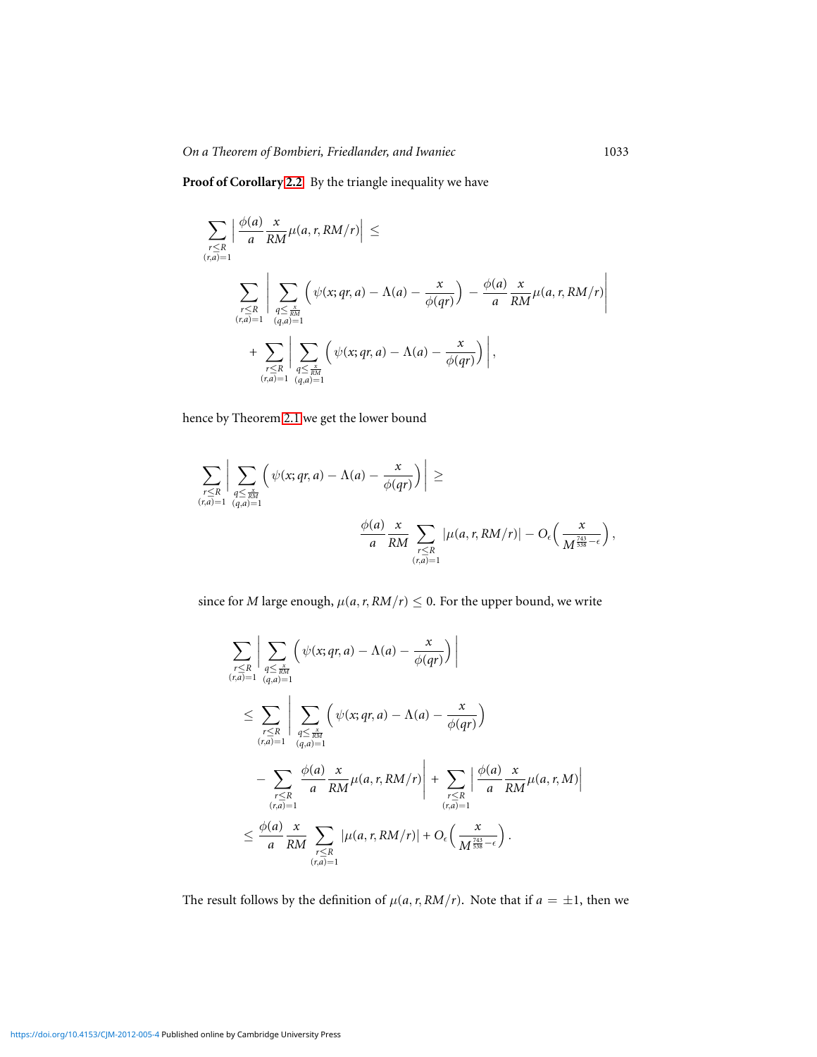**Proof of Corollary 2.2** By the triangle inequality we have

$$
\sum_{\substack{r\le R\\(r,a)=1}} \Big| \frac{\phi(a)}{a}\frac{x}{RM}\mu(a,r,RM/r)\Big| \le
$$

$$
\sum_{\substack{r\le R\\(r,a)=1}} \Bigg| \sum_{\substack{q\le \frac{x}{RM}\\(q,a)=1}} \Big(\psi(x;qr,a)-\Lambda(a)-\frac{x}{\phi(qr)}\Big) - \frac{\phi(a)}{a}\frac{x}{RM}\mu(a,r,RM/r)\Bigg|
$$

$$
+ \sum_{\substack{r\le R\\(r,a)=1}} \Bigg| \sum_{\substack{q\le \frac{x}{RM}\\(q,a)=1}} \Big(\psi(x;qr,a)-\Lambda(a)-\frac{x}{\phi(qr)}\Big)\Bigg|,
$$

hence by Theorem 2.1 we get the lower bound

$$
\sum_{\substack{r\le R\\(r,a)=1}} \Bigg| \sum_{\substack{q\le \frac{x}{RM}\\(q,a)=1}} \Big(\psi(x;qr,a)-\Lambda(a)-\frac{x}{\phi(qr)}\Big)\Bigg| \ge
$$

$$
\frac{\phi(a)}{a}\frac{x}{RM}\sum_{\substack{r\le R\\(r,a)=1}} |\mu(a,r,RM/r)| - O_\epsilon\Big(\frac{x}{M^{\frac{743}{538}-\epsilon}}\Big),
$$

since for $M$ large enough, $\mu(a,r,RM/r)\le 0$. For the upper bound, we write

$$
\sum_{\substack{r\le R\\(r,a)=1}} \Bigg| \sum_{\substack{q\le \frac{x}{RM}\\(q,a)=1}} \Big(\psi(x;qr,a)-\Lambda(a)-\frac{x}{\phi(qr)}\Big)\Bigg|
$$

$$
\le \sum_{\substack{r\le R\\(r,a)=1}} \Bigg| \sum_{\substack{q\le \frac{x}{RM}\\(q,a)=1}} \Big(\psi(x;qr,a)-\Lambda(a)-\frac{x}{\phi(qr)}\Big)
$$

$$
- \sum_{\substack{r\le R\\(r,a)=1}} \frac{\phi(a)}{a}\frac{x}{RM}\mu(a,r,RM/r)\Bigg| + \sum_{\substack{r\le R\\(r,a)=1}} \Big|\frac{\phi(a)}{a}\frac{x}{RM}\mu(a,r,M)\Big|
$$

$$
\le \frac{\phi(a)}{a}\frac{x}{RM}\sum_{\substack{r\le R\\(r,a)=1}} |\mu(a,r,RM/r)| + O_\epsilon\Big(\frac{x}{M^{\frac{743}{538}-\epsilon}}\Big).
$$

The result follows by the definition of $\mu(a,r,RM/r)$. Note that if $a=\pm 1$, then we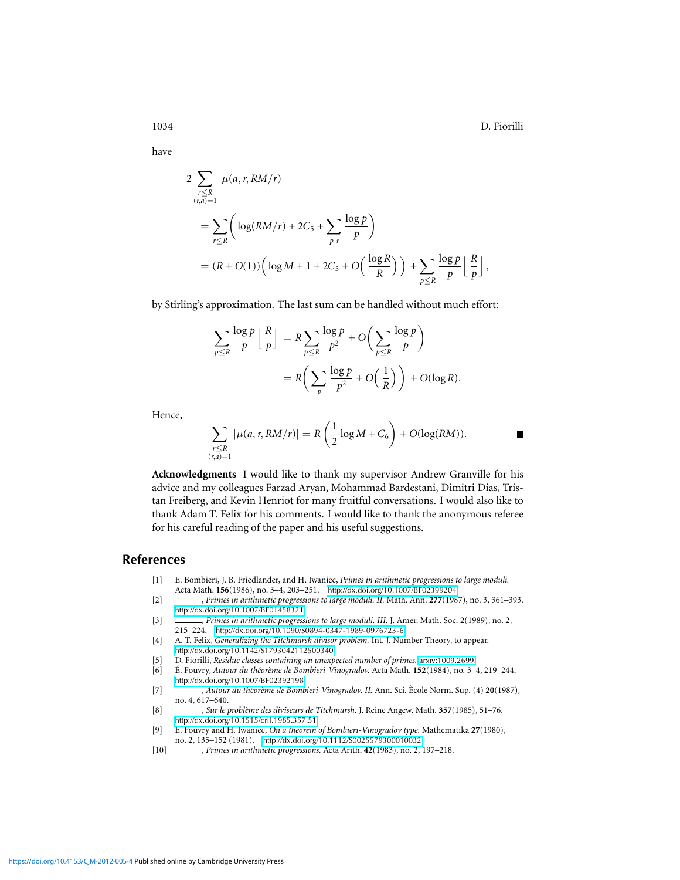have

$$
\begin{aligned}
2 \sum_{\substack{r \leq R \\ (r,a)=1}} |\mu(a, r, RM/r)| \\
&= \sum_{r \leq R} \left( \log(RM/r) + 2C_5 + \sum_{p|r} \frac{\log p}{p} \right) \\
&= (R + O(1)) \left( \log M + 1 + 2C_5 + O\left( \frac{\log R}{R} \right) \right) + \sum_{p \leq R} \frac{\log p}{p} \left\lfloor \frac{R}{p} \right\rfloor,
\end{aligned}
$$

by Stirling's approximation. The last sum can be handled without much effort:

$$
\begin{aligned}
\sum_{p \leq R} \frac{\log p}{p} \left\lfloor \frac{R}{p} \right\rfloor &= R \sum_{p \leq R} \frac{\log p}{p^2} + O\left( \sum_{p \leq R} \frac{\log p}{p} \right) \\
&= R \left( \sum_{p} \frac{\log p}{p^2} + O\left( \frac{1}{R} \right) \right) + O(\log R).
\end{aligned}
$$

Hence,

$$
\sum_{\substack{r \leq R \\ (r,a)=1}} |\mu(a, r, RM/r)| = R \left( \frac{1}{2} \log M + C_6 \right) + O(\log(RM)). \qquad \blacksquare
$$

**Acknowledgments** I would like to thank my supervisor Andrew Granville for his advice and my colleagues Farzad Aryan, Mohammad Bardestani, Dimitri Dias, Tristan Freiberg, and Kevin Henriot for many fruitful conversations. I would also like to thank Adam T. Felix for his comments. I would like to thank the anonymous referee for his careful reading of the paper and his useful suggestions.

## References

[1] E. Bombieri, J. B. Friedlander, and H. Iwaniec, *Primes in arithmetic progressions to large moduli.* Acta Math. **156**(1986), no. 3–4, 203–251. http://dx.doi.org/10.1007/BF02399204

[2] ______, *Primes in arithmetic progressions to large moduli. II.* Math. Ann. **277**(1987), no. 3, 361–393. http://dx.doi.org/10.1007/BF01458321

[3] ______, *Primes in arithmetic progressions to large moduli. III.* J. Amer. Math. Soc. **2**(1989), no. 2, 215–224. http://dx.doi.org/10.1090/S0894-0347-1989-0976723-6

[4] A. T. Felix, *Generalizing the Titchmarsh divisor problem.* Int. J. Number Theory, to appear. http://dx.doi.org/10.1142/S1793042112500340

[5] D. Fiorilli, *Residue classes containing an unexpected number of primes.* arxiv:1009.2699

[6] É. Fouvry, *Autour du théorème de Bombieri-Vinogradov.* Acta Math. **152**(1984), no. 3–4, 219–244. http://dx.doi.org/10.1007/BF02392198

[7] ______, *Autour du théorème de Bombieri-Vinogradov. II.* Ann. Sci. Ècole Norm. Sup. (4) **20**(1987), no. 4, 617–640.

[8] ______, *Sur le problème des diviseurs de Titchmarsh.* J. Reine Angew. Math. **357**(1985), 51–76. http://dx.doi.org/10.1515/crll.1985.357.51

[9] É. Fouvry and H. Iwaniec, *On a theorem of Bombieri-Vinogradov type.* Mathematika **27**(1980), no. 2, 135–152 (1981). http://dx.doi.org/10.1112/S0025579300010032

[10] ______, *Primes in arithmetic progressions.* Acta Arith. **42**(1983), no. 2, 197–218.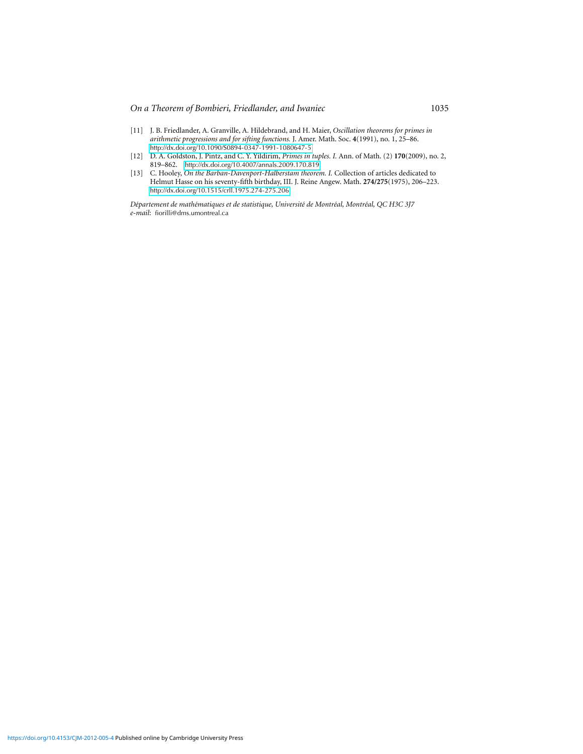[11] J. B. Friedlander, A. Granville, A. Hildebrand, and H. Maier, *Oscillation theorems for primes in arithmetic progressions and for sifting functions.* J. Amer. Math. Soc. **4**(1991), no. 1, 25–86. http://dx.doi.org/10.1090/S0894-0347-1991-1080647-5

[12] D. A. Goldston, J. Pintz, and C. Y. Yildirim, *Primes in tuples. I.* Ann. of Math. (2) **170**(2009), no. 2, 819–862. http://dx.doi.org/10.4007/annals.2009.170.819

[13] C. Hooley, *On the Barban-Davenport-Halberstam theorem. I.* Collection of articles dedicated to Helmut Hasse on his seventy-fifth birthday, III. J. Reine Angew. Math. **274/275**(1975), 206–223. http://dx.doi.org/10.1515/crll.1975.274-275.206

*Département de mathématiques et de statistique, Université de Montréal, Montréal, QC H3C 3J7*
*e-mail*: fiorilli@dms.umontreal.ca